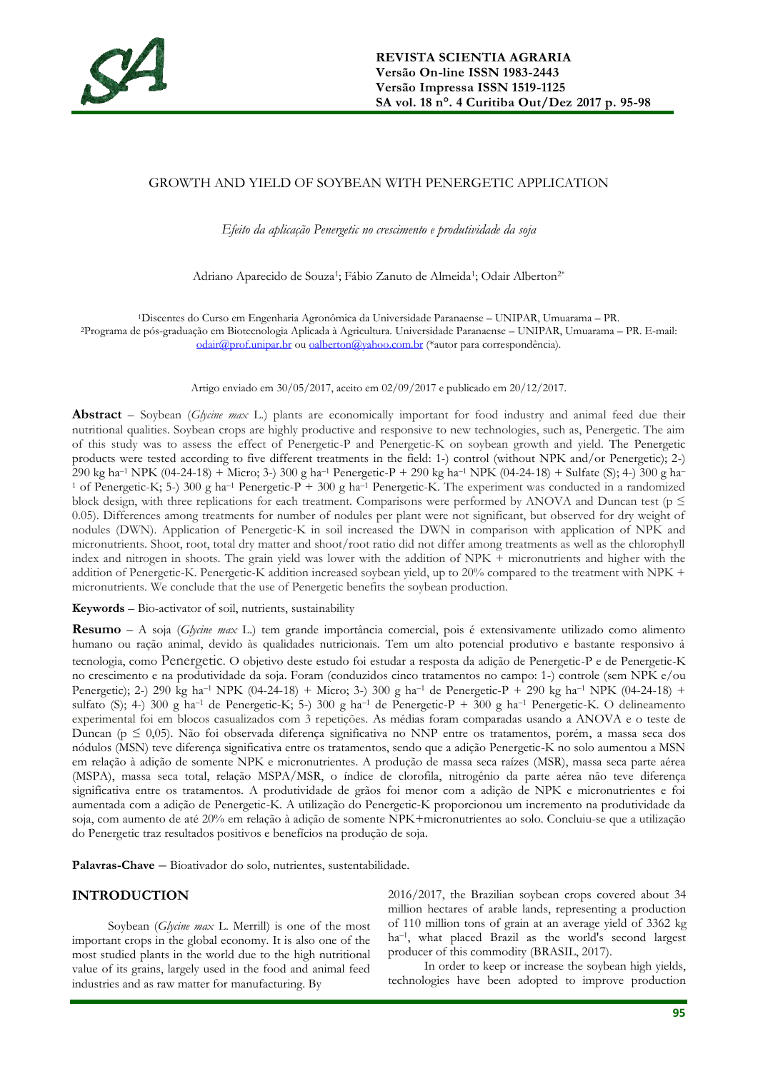# GROWTH AND YIELD OF SOYBEAN WITH PENERGETIC APPLICATION

*Efeito da aplicação Penergetic no crescimento e produtividade da soja*

Adriano Aparecido de Souza[1]; Fábio Zanuto de Almeida[1]; Odair Alberton[2*]

[1]Discentes do Curso em Engenharia Agronômica da Universidade Paranaense – UNIPAR, Umuarama – PR.
[2]Programa de pós-graduação em Biotecnologia Aplicada à Agricultura. Universidade Paranaense – UNIPAR, Umuarama – PR. E-mail: odair@prof.unipar.br ou oalberton@yahoo.com.br (*autor para correspondência).

Artigo enviado em 30/05/2017, aceito em 02/09/2017 e publicado em 20/12/2017.

**Abstract** – Soybean (*Glycine max* L.) plants are economically important for food industry and animal feed due their nutritional qualities. Soybean crops are highly productive and responsive to new technologies, such as, Penergetic. The aim of this study was to assess the effect of Penergetic-P and Penergetic-K on soybean growth and yield. The Penergetic products were tested according to five different treatments in the field: 1-) control (without NPK and/or Penergetic); 2-) 290 kg ha$^{-1}$ NPK (04-24-18) + Micro; 3-) 300 g ha$^{-1}$ Penergetic-P + 290 kg ha$^{-1}$ NPK (04-24-18) + Sulfate (S); 4-) 300 g ha$^{-1}$ of Penergetic-K; 5-) 300 g ha$^{-1}$ Penergetic-P + 300 g ha$^{-1}$ Penergetic-K. The experiment was conducted in a randomized block design, with three replications for each treatment. Comparisons were performed by ANOVA and Duncan test ($p \leq 0.05$). Differences among treatments for number of nodules per plant were not significant, but observed for dry weight of nodules (DWN). Application of Penergetic-K in soil increased the DWN in comparison with application of NPK and micronutrients. Shoot, root, total dry matter and shoot/root ratio did not differ among treatments as well as the chlorophyll index and nitrogen in shoots. The grain yield was lower with the addition of NPK + micronutrients and higher with the addition of Penergetic-K. Penergetic-K addition increased soybean yield, up to 20% compared to the treatment with NPK + micronutrients. We conclude that the use of Penergetic benefits the soybean production.

**Keywords** – Bio-activator of soil, nutrients, sustainability

**Resumo** – A soja (*Glycine max* L.) tem grande importância comercial, pois é extensivamente utilizado como alimento humano ou ração animal, devido às qualidades nutricionais. Tem um alto potencial produtivo e bastante responsivo á tecnologia, como Penergetic. O objetivo deste estudo foi estudar a resposta da adição de Penergetic-P e de Penergetic-K no crescimento e na produtividade da soja. Foram (conduzidos cinco tratamentos no campo: 1-) controle (sem NPK e/ou Penergetic); 2-) 290 kg ha$^{-1}$ NPK (04-24-18) + Micro; 3-) 300 g ha$^{-1}$ de Penergetic-P + 290 kg ha$^{-1}$ NPK (04-24-18) + sulfato (S); 4-) 300 g ha$^{-1}$ de Penergetic-K; 5-) 300 g ha$^{-1}$ de Penergetic-P + 300 g ha$^{-1}$ Penergetic-K. O delineamento experimental foi em blocos casualizados com 3 repetições. As médias foram comparadas usando a ANOVA e o teste de Duncan ($p \leq 0,05$). Não foi observada diferença significativa no NNP entre os tratamentos, porém, a massa seca dos nódulos (MSN) teve diferença significativa entre os tratamentos, sendo que a adição Penergetic-K no solo aumentou a MSN em relação à adição de somente NPK e micronutrientes. A produção de massa seca raízes (MSR), massa seca parte aérea (MSPA), massa seca total, relação MSPA/MSR, o índice de clorofila, nitrogênio da parte aérea não teve diferença significativa entre os tratamentos. A produtividade de grãos foi menor com a adição de NPK e micronutrientes e foi aumentada com a adição de Penergetic-K. A utilização do Penergetic-K proporcionou um incremento na produtividade da soja, com aumento de até 20% em relação à adição de somente NPK+micronutrientes ao solo. Concluiu-se que a utilização do Penergetic traz resultados positivos e benefícios na produção de soja.

**Palavras-Chave** – Bioativador do solo, nutrientes, sustentabilidade.

## INTRODUCTION

Soybean (*Glycine max* L. Merrill) is one of the most important crops in the global economy. It is also one of the most studied plants in the world due to the high nutritional value of its grains, largely used in the food and animal feed industries and as raw matter for manufacturing. By 2016/2017, the Brazilian soybean crops covered about 34 million hectares of arable lands, representing a production of 110 million tons of grain at an average yield of 3362 kg ha$^{-1}$, what placed Brazil as the world's second largest producer of this commodity (BRASIL, 2017).

In order to keep or increase the soybean high yields, technologies have been adopted to improve production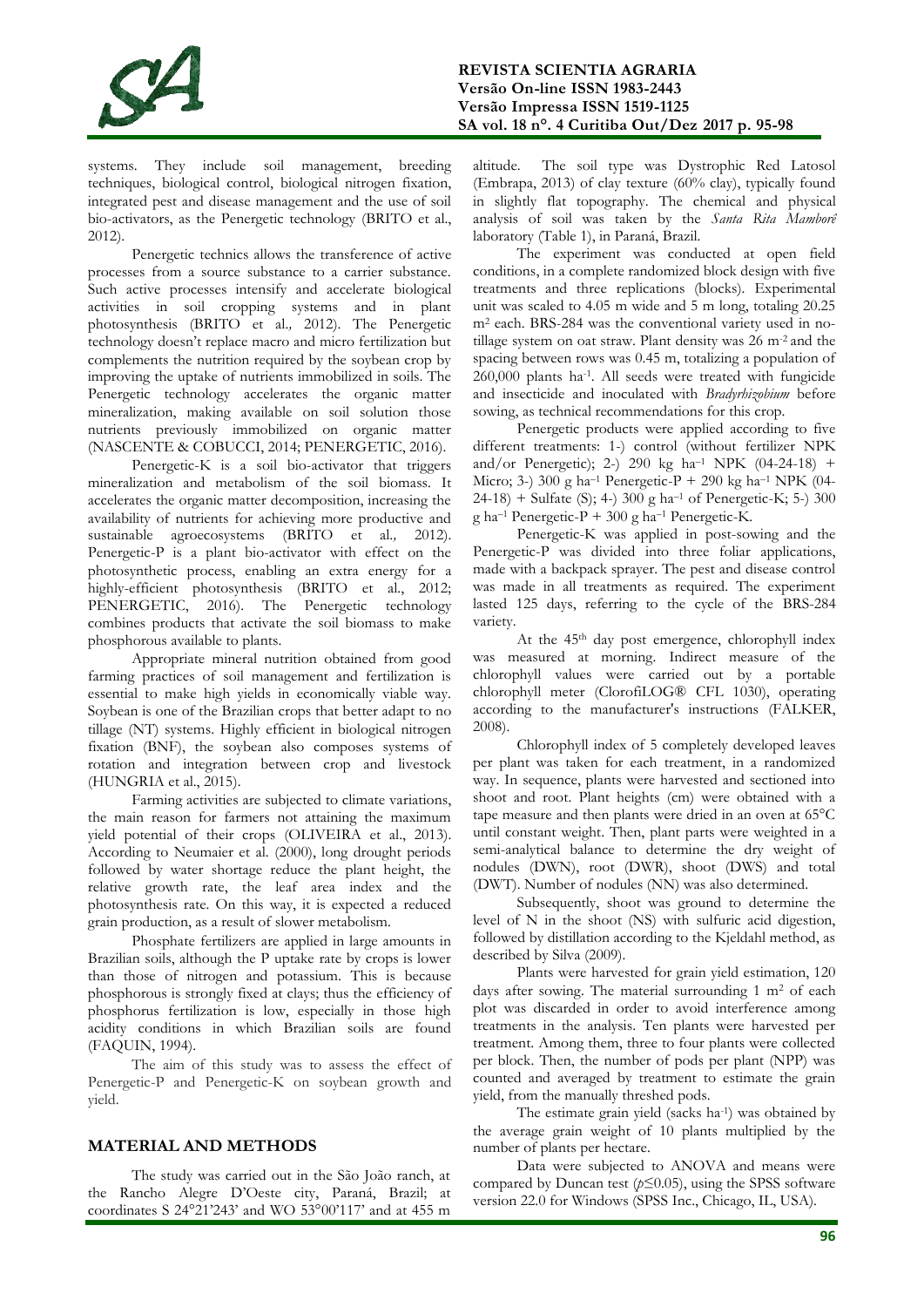systems. They include soil management, breeding techniques, biological control, biological nitrogen fixation, integrated pest and disease management and the use of soil bio-activators, as the Penergetic technology (BRITO et al., 2012).

Penergetic technics allows the transference of active processes from a source substance to a carrier substance. Such active processes intensify and accelerate biological activities in soil cropping systems and in plant photosynthesis (BRITO et al*.,* 2012). The Penergetic technology doesn't replace macro and micro fertilization but complements the nutrition required by the soybean crop by improving the uptake of nutrients immobilized in soils. The Penergetic technology accelerates the organic matter mineralization, making available on soil solution those nutrients previously immobilized on organic matter (NASCENTE & COBUCCI, 2014; PENERGETIC, 2016).

Penergetic-K is a soil bio-activator that triggers mineralization and metabolism of the soil biomass. It accelerates the organic matter decomposition, increasing the availability of nutrients for achieving more productive and sustainable agroecosystems (BRITO et al*.,* 2012). Penergetic-P is a plant bio-activator with effect on the photosynthetic process, enabling an extra energy for a highly-efficient photosynthesis (BRITO et al., 2012; PENERGETIC, 2016). The Penergetic technology combines products that activate the soil biomass to make phosphorous available to plants.

Appropriate mineral nutrition obtained from good farming practices of soil management and fertilization is essential to make high yields in economically viable way. Soybean is one of the Brazilian crops that better adapt to no tillage (NT) systems. Highly efficient in biological nitrogen fixation (BNF), the soybean also composes systems of rotation and integration between crop and livestock (HUNGRIA et al., 2015).

Farming activities are subjected to climate variations, the main reason for farmers not attaining the maximum yield potential of their crops (OLIVEIRA et al., 2013). According to Neumaier et al. (2000), long drought periods followed by water shortage reduce the plant height, the relative growth rate, the leaf area index and the photosynthesis rate. On this way, it is expected a reduced grain production, as a result of slower metabolism.

Phosphate fertilizers are applied in large amounts in Brazilian soils, although the P uptake rate by crops is lower than those of nitrogen and potassium. This is because phosphorous is strongly fixed at clays; thus the efficiency of phosphorus fertilization is low, especially in those high acidity conditions in which Brazilian soils are found (FAQUIN, 1994).

The aim of this study was to assess the effect of Penergetic-P and Penergetic-K on soybean growth and yield.

## MATERIAL AND METHODS

The study was carried out in the São João ranch, at the Rancho Alegre D'Oeste city, Paraná, Brazil; at coordinates S 24°21'243' and WO 53°00'117' and at 455 m altitude. The soil type was Dystrophic Red Latosol (Embrapa, 2013) of clay texture (60% clay), typically found in slightly flat topography. The chemical and physical analysis of soil was taken by the *Santa Rita Mamborê* laboratory (Table 1), in Paraná, Brazil.

The experiment was conducted at open field conditions, in a complete randomized block design with five treatments and three replications (blocks). Experimental unit was scaled to 4.05 m wide and 5 m long, totaling 20.25 $m^2$ each. BRS-284 was the conventional variety used in no-tillage system on oat straw. Plant density was 26 $m^{-2}$ and the spacing between rows was 0.45 m, totalizing a population of 260,000 plants $ha^{-1}$. All seeds were treated with fungicide and insecticide and inoculated with *Bradyrhizobium* before sowing, as technical recommendations for this crop.

Penergetic products were applied according to five different treatments: 1-) control (without fertilizer NPK and/or Penergetic); 2-) 290 kg $ha^{-1}$ NPK (04-24-18) + Micro; 3-) 300 g $ha^{-1}$ Penergetic-P + 290 kg $ha^{-1}$ NPK (04-24-18) + Sulfate (S); 4-) 300 g $ha^{-1}$ of Penergetic-K; 5-) 300 g $ha^{-1}$ Penergetic-P + 300 g $ha^{-1}$ Penergetic-K.

Penergetic-K was applied in post-sowing and the Penergetic-P was divided into three foliar applications, made with a backpack sprayer. The pest and disease control was made in all treatments as required. The experiment lasted 125 days, referring to the cycle of the BRS-284 variety.

At the 45th day post emergence, chlorophyll index was measured at morning. Indirect measure of the chlorophyll values were carried out by a portable chlorophyll meter (ClorofiLOG® CFL 1030), operating according to the manufacturer's instructions (FALKER, 2008).

Chlorophyll index of 5 completely developed leaves per plant was taken for each treatment, in a randomized way. In sequence, plants were harvested and sectioned into shoot and root. Plant heights (cm) were obtained with a tape measure and then plants were dried in an oven at 65°C until constant weight. Then, plant parts were weighted in a semi-analytical balance to determine the dry weight of nodules (DWN), root (DWR), shoot (DWS) and total (DWT). Number of nodules (NN) was also determined.

Subsequently, shoot was ground to determine the level of N in the shoot (NS) with sulfuric acid digestion, followed by distillation according to the Kjeldahl method, as described by Silva (2009).

Plants were harvested for grain yield estimation, 120 days after sowing. The material surrounding 1 $m^2$ of each plot was discarded in order to avoid interference among treatments in the analysis. Ten plants were harvested per treatment. Among them, three to four plants were collected per block. Then, the number of pods per plant (NPP) was counted and averaged by treatment to estimate the grain yield, from the manually threshed pods.

The estimate grain yield (sacks $ha^{-1}$) was obtained by the average grain weight of 10 plants multiplied by the number of plants per hectare.

Data were subjected to ANOVA and means were compared by Duncan test ($p \leq 0.05$), using the SPSS software version 22.0 for Windows (SPSS Inc., Chicago, IL, USA).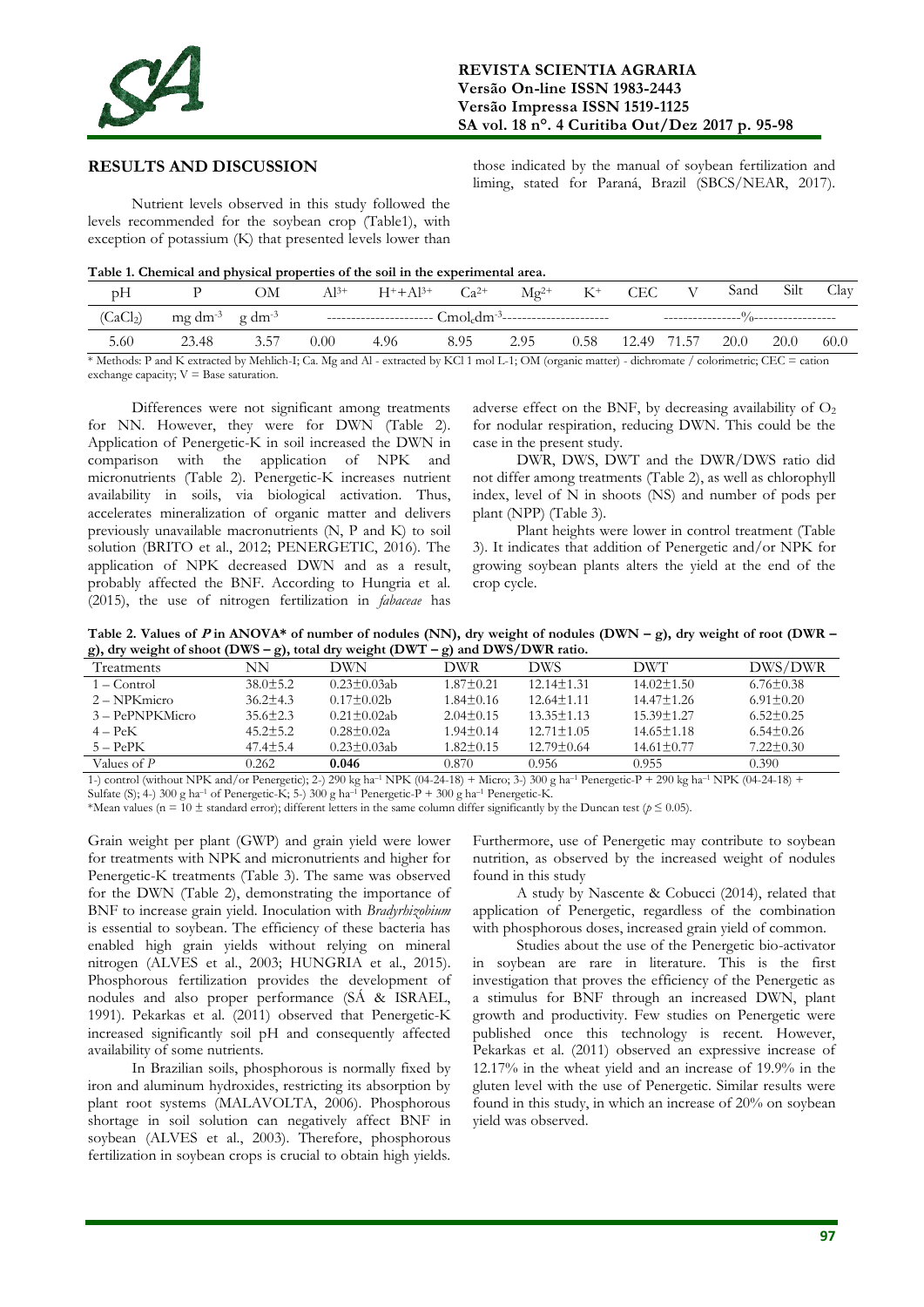## RESULTS AND DISCUSSION

Nutrient levels observed in this study followed the levels recommended for the soybean crop (Table1), with exception of potassium (K) that presented levels lower than those indicated by the manual of soybean fertilization and liming, stated for Paraná, Brazil (SBCS/NEAR, 2017).

**Table 1. Chemical and physical properties of the soil in the experimental area.**

| pH | P | OM | $Al^{3+}$ | $H^{+}+Al^{3+}$ | $Ca^{2+}$ | $Mg^{2+}$ | $K^{+}$ | CEC | V | Sand | Silt | Clay |
|---|---|---|---|---|---|---|---|---|---|---|---|---|
| ($CaCl_2$) | mg $dm^{-3}$ | g $dm^{-3}$ | ---------------------- $Cmol_c dm^{-3}$ ---------------------- | | | | | | ----------------%---------------- | | | |
| 5.60 | 23.48 | 3.57 | 0.00 | 4.96 | 8.95 | 2.95 | 0.58 | 12.49 | 71.57 | 20.0 | 20.0 | 60.0 |

\* Methods: P and K extracted by Mehlich-I; Ca. Mg and Al - extracted by KCl 1 mol L-1; OM (organic matter) - dichromate / colorimetric; CEC = cation exchange capacity; V = Base saturation.

Differences were not significant among treatments for NN. However, they were for DWN (Table 2). Application of Penergetic-K in soil increased the DWN in comparison with the application of NPK and micronutrients (Table 2). Penergetic-K increases nutrient availability in soils, via biological activation. Thus, accelerates mineralization of organic matter and delivers previously unavailable macronutrients (N, P and K) to soil solution (BRITO et al., 2012; PENERGETIC, 2016). The application of NPK decreased DWN and as a result, probably affected the BNF. According to Hungria et al. (2015), the use of nitrogen fertilization in *fabaceae* has adverse effect on the BNF, by decreasing availability of $O_2$ for nodular respiration, reducing DWN. This could be the case in the present study.

DWR, DWS, DWT and the DWR/DWS ratio did not differ among treatments (Table 2), as well as chlorophyll index, level of N in shoots (NS) and number of pods per plant (NPP) (Table 3).

Plant heights were lower in control treatment (Table 3). It indicates that addition of Penergetic and/or NPK for growing soybean plants alters the yield at the end of the crop cycle.

**Table 2. Values of *P* in ANOVA\* of number of nodules (NN), dry weight of nodules (DWN – g), dry weight of root (DWR – g), dry weight of shoot (DWS – g), total dry weight (DWT – g) and DWS/DWR ratio.**

| Treatments | NN | DWN | DWR | DWS | DWT | DWS/DWR |
|---|---|---|---|---|---|---|
| 1 – Control | 38.0±5.2 | 0.23±0.03ab | 1.87±0.21 | 12.14±1.31 | 14.02±1.50 | 6.76±0.38 |
| 2 – NPKmicro | 36.2±4.3 | 0.17±0.02b | 1.84±0.16 | 12.64±1.11 | 14.47±1.26 | 6.91±0.20 |
| 3 – PePNPKMicro | 35.6±2.3 | 0.21±0.02ab | 2.04±0.15 | 13.35±1.13 | 15.39±1.27 | 6.52±0.25 |
| 4 – PeK | 45.2±5.2 | 0.28±0.02a | 1.94±0.14 | 12.71±1.05 | 14.65±1.18 | 6.54±0.26 |
| 5 – PePK | 47.4±5.4 | 0.23±0.03ab | 1.82±0.15 | 12.79±0.64 | 14.61±0.77 | 7.22±0.30 |
| Values of *P* | 0.262 | **0.046** | 0.870 | 0.956 | 0.955 | 0.390 |

1-) control (without NPK and/or Penergetic); 2-) 290 kg $ha^{-1}$ NPK (04-24-18) + Micro; 3-) 300 g $ha^{-1}$ Penergetic-P + 290 kg $ha^{-1}$ NPK (04-24-18) + Sulfate (S); 4-) 300 g $ha^{-1}$ of Penergetic-K; 5-) 300 g $ha^{-1}$ Penergetic-P + 300 g $ha^{-1}$ Penergetic-K.

\*Mean values (n = 10 ± standard error); different letters in the same column differ significantly by the Duncan test ($p \leq 0.05$).

Grain weight per plant (GWP) and grain yield were lower for treatments with NPK and micronutrients and higher for Penergetic-K treatments (Table 3). The same was observed for the DWN (Table 2), demonstrating the importance of BNF to increase grain yield. Inoculation with *Bradyrhizobium* is essential to soybean. The efficiency of these bacteria has enabled high grain yields without relying on mineral nitrogen (ALVES et al., 2003; HUNGRIA et al., 2015). Phosphorous fertilization provides the development of nodules and also proper performance (SÁ & ISRAEL, 1991). Pekarkas et al. (2011) observed that Penergetic-K increased significantly soil pH and consequently affected availability of some nutrients.

In Brazilian soils, phosphorous is normally fixed by iron and aluminum hydroxides, restricting its absorption by plant root systems (MALAVOLTA, 2006). Phosphorous shortage in soil solution can negatively affect BNF in soybean (ALVES et al., 2003). Therefore, phosphorous fertilization in soybean crops is crucial to obtain high yields. Furthermore, use of Penergetic may contribute to soybean nutrition, as observed by the increased weight of nodules found in this study

A study by Nascente & Cobucci (2014), related that application of Penergetic, regardless of the combination with phosphorous doses, increased grain yield of common.

Studies about the use of the Penergetic bio-activator in soybean are rare in literature. This is the first investigation that proves the efficiency of the Penergetic as a stimulus for BNF through an increased DWN, plant growth and productivity. Few studies on Penergetic were published once this technology is recent. However, Pekarkas et al. (2011) observed an expressive increase of 12.17% in the wheat yield and an increase of 19.9% in the gluten level with the use of Penergetic. Similar results were found in this study, in which an increase of 20% on soybean yield was observed.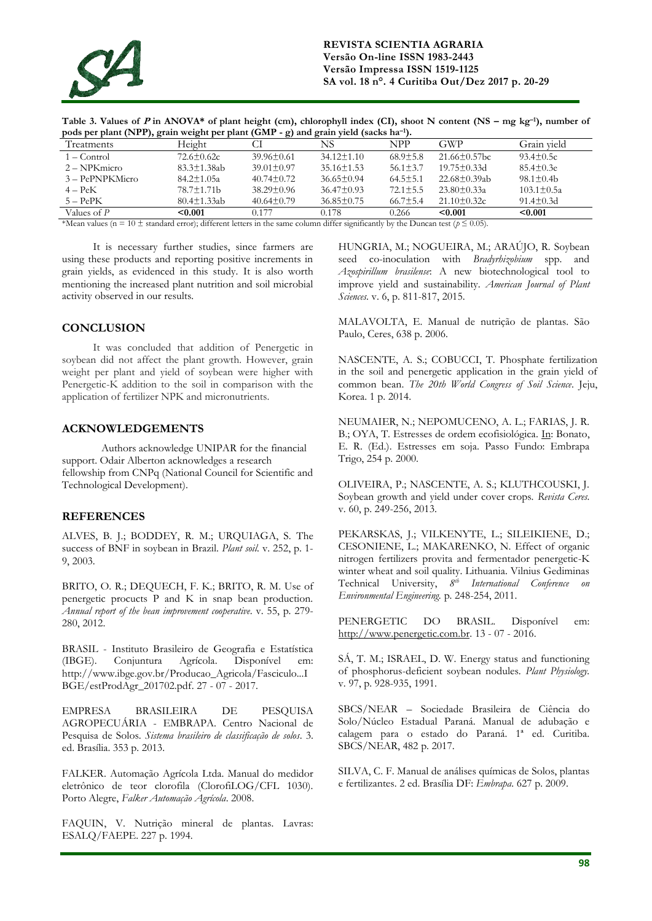**Table 3. Values of *P* in ANOVA* of plant height (cm), chlorophyll index (CI), shoot N content (NS – mg kg$^{-1}$), number of pods per plant (NPP), grain weight per plant (GMP - g) and grain yield (sacks ha$^{-1}$).**

| Treatments | Height | CI | NS | NPP | GWP | Grain yield |
|---|---|---|---|---|---|---|
| 1 – Control | 72.6±0.62c | 39.96±0.61 | 34.12±1.10 | 68.9±5.8 | 21.66±0.57bc | 93.4±0.5c |
| 2 – NPKmicro | 83.3±1.38ab | 39.01±0.97 | 35.16±1.53 | 56.1±3.7 | 19.75±0.33d | 85.4±0.3e |
| 3 – PePNPKMicro | 84.2±1.05a | 40.74±0.72 | 36.65±0.94 | 64.5±5.1 | 22.68±0.39ab | 98.1±0.4b |
| 4 – PeK | 78.7±1.71b | 38.29±0.96 | 36.47±0.93 | 72.1±5.5 | 23.80±0.33a | 103.1±0.5a |
| 5 – PePK | 80.4±1.33ab | 40.64±0.79 | 36.85±0.75 | 66.7±5.4 | 21.10±0.32c | 91.4±0.3d |
| Values of *P* | **<0.001** | 0.177 | 0.178 | 0.266 | **<0.001** | **<0.001** |

*Mean values (n = 10 ± standard error); different letters in the same column differ significantly by the Duncan test ($p \leq 0.05$).

It is necessary further studies, since farmers are using these products and reporting positive increments in grain yields, as evidenced in this study. It is also worth mentioning the increased plant nutrition and soil microbial activity observed in our results.

## CONCLUSION

It was concluded that addition of Penergetic in soybean did not affect the plant growth. However, grain weight per plant and yield of soybean were higher with Penergetic-K addition to the soil in comparison with the application of fertilizer NPK and micronutrients.

## ACKNOWLEDGEMENTS

Authors acknowledge UNIPAR for the financial support. Odair Alberton acknowledges a research fellowship from CNPq (National Council for Scientific and Technological Development).

## REFERENCES

ALVES, B. J.; BODDEY, R. M.; URQUIAGA, S. The success of BNF in soybean in Brazil. *Plant soil*. v. 252, p. 1-9, 2003.

BRITO, O. R.; DEQUECH, F. K.; BRITO, R. M. Use of penergetic procucts P and K in snap bean production. *Annual report of the bean improvement cooperative*. v. 55, p. 279-280, 2012.

BRASIL - Instituto Brasileiro de Geografia e Estatística (IBGE). Conjuntura Agrícola. Disponível em: http://www.ibge.gov.br/Producao_Agricola/Fasciculo...IBGE/estProdAgr_201702.pdf. 27 - 07 - 2017.

EMPRESA BRASILEIRA DE PESQUISA AGROPECUÁRIA - EMBRAPA. Centro Nacional de Pesquisa de Solos. *Sistema brasileiro de classificação de solos*. 3. ed. Brasília. 353 p. 2013.

FALKER. Automação Agrícola Ltda. Manual do medidor eletrônico de teor clorofila (ClorofiLOG/CFL 1030). Porto Alegre, *Falker Automação Agrícola*. 2008.

FAQUIN, V. Nutrição mineral de plantas. Lavras: ESALQ/FAEPE. 227 p. 1994.

HUNGRIA, M.; NOGUEIRA, M.; ARAÚJO, R. Soybean seed co-inoculation with *Bradyrhizobium* spp. and *Azospirillum brasilense*: A new biotechnological tool to improve yield and sustainability. *American Journal of Plant Sciences*. v. 6, p. 811-817, 2015.

MALAVOLTA, E. Manual de nutrição de plantas. São Paulo, Ceres, 638 p. 2006.

NASCENTE, A. S.; COBUCCI, T. Phosphate fertilization in the soil and penergetic application in the grain yield of common bean. *The 20th World Congress of Soil Science*. Jeju, Korea. 1 p. 2014.

NEUMAIER, N.; NEPOMUCENO, A. L.; FARIAS, J. R. B.; OYA, T. Estresses de ordem ecofisiológica. In: Bonato, E. R. (Ed.). Estresses em soja. Passo Fundo: Embrapa Trigo, 254 p. 2000.

OLIVEIRA, P.; NASCENTE, A. S.; KLUTHCOUSKI, J. Soybean growth and yield under cover crops. *Revista Ceres*. v. 60, p. 249-256, 2013.

PEKARSKAS, J.; VILKENYTE, L.; SILEIKIENE, D.; CESONIENE, L.; MAKARENKO, N. Effect of organic nitrogen fertilizers provita and fermentador penergetic-K winter wheat and soil quality. Lithuania. Vilnius Gediminas Technical University, *8th International Conference on Environmental Engineering*. p. 248-254, 2011.

PENERGETIC DO BRASIL. Disponível em: http://www.penergetic.com.br. 13 - 07 - 2016.

SÁ, T. M.; ISRAEL, D. W. Energy status and functioning of phosphorus-deficient soybean nodules. *Plant Physiology*. v. 97, p. 928-935, 1991.

SBCS/NEAR – Sociedade Brasileira de Ciência do Solo/Núcleo Estadual Paraná. Manual de adubação e calagem para o estado do Paraná. 1ª ed. Curitiba. SBCS/NEAR, 482 p. 2017.

SILVA, C. F. Manual de análises químicas de Solos, plantas e fertilizantes. 2 ed. Brasília DF: *Embrapa*. 627 p. 2009.